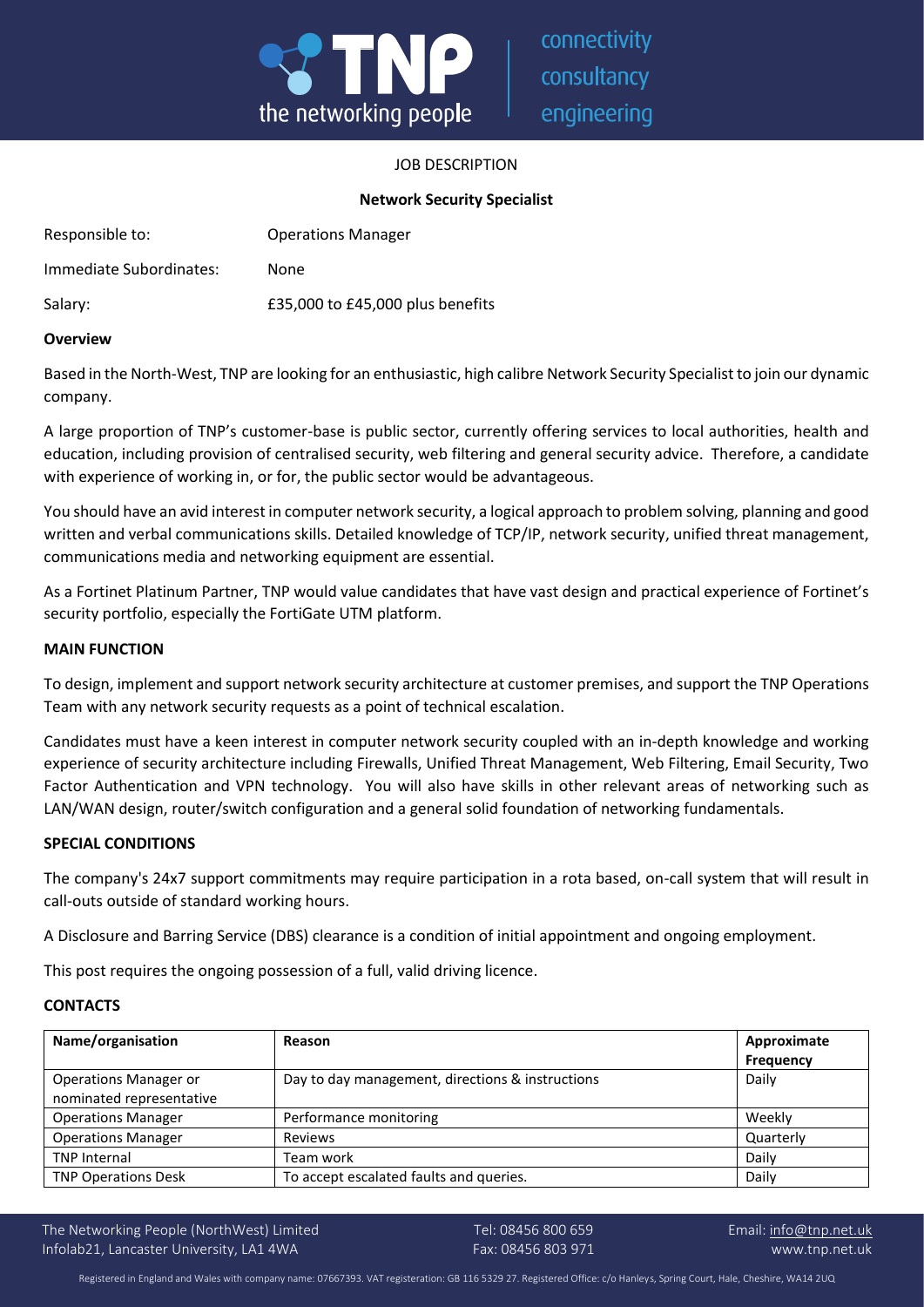JOB DESCRIPTION

**Network Security Specialist**

| | |
|---|---|
| Responsible to: | Operations Manager |
| Immediate Subordinates: | None |
| Salary: | £35,000 to £45,000 plus benefits |

**Overview**

Based in the North-West, TNP are looking for an enthusiastic, high calibre Network Security Specialist to join our dynamic company.

A large proportion of TNP's customer-base is public sector, currently offering services to local authorities, health and education, including provision of centralised security, web filtering and general security advice. Therefore, a candidate with experience of working in, or for, the public sector would be advantageous.

You should have an avid interest in computer network security, a logical approach to problem solving, planning and good written and verbal communications skills. Detailed knowledge of TCP/IP, network security, unified threat management, communications media and networking equipment are essential.

As a Fortinet Platinum Partner, TNP would value candidates that have vast design and practical experience of Fortinet's security portfolio, especially the FortiGate UTM platform.

**MAIN FUNCTION**

To design, implement and support network security architecture at customer premises, and support the TNP Operations Team with any network security requests as a point of technical escalation.

Candidates must have a keen interest in computer network security coupled with an in-depth knowledge and working experience of security architecture including Firewalls, Unified Threat Management, Web Filtering, Email Security, Two Factor Authentication and VPN technology. You will also have skills in other relevant areas of networking such as LAN/WAN design, router/switch configuration and a general solid foundation of networking fundamentals.

**SPECIAL CONDITIONS**

The company's 24x7 support commitments may require participation in a rota based, on-call system that will result in call-outs outside of standard working hours.

A Disclosure and Barring Service (DBS) clearance is a condition of initial appointment and ongoing employment.

This post requires the ongoing possession of a full, valid driving licence.

**CONTACTS**

| Name/organisation | Reason | Approximate Frequency |
|---|---|---|
| Operations Manager or nominated representative | Day to day management, directions & instructions | Daily |
| Operations Manager | Performance monitoring | Weekly |
| Operations Manager | Reviews | Quarterly |
| TNP Internal | Team work | Daily |
| TNP Operations Desk | To accept escalated faults and queries. | Daily |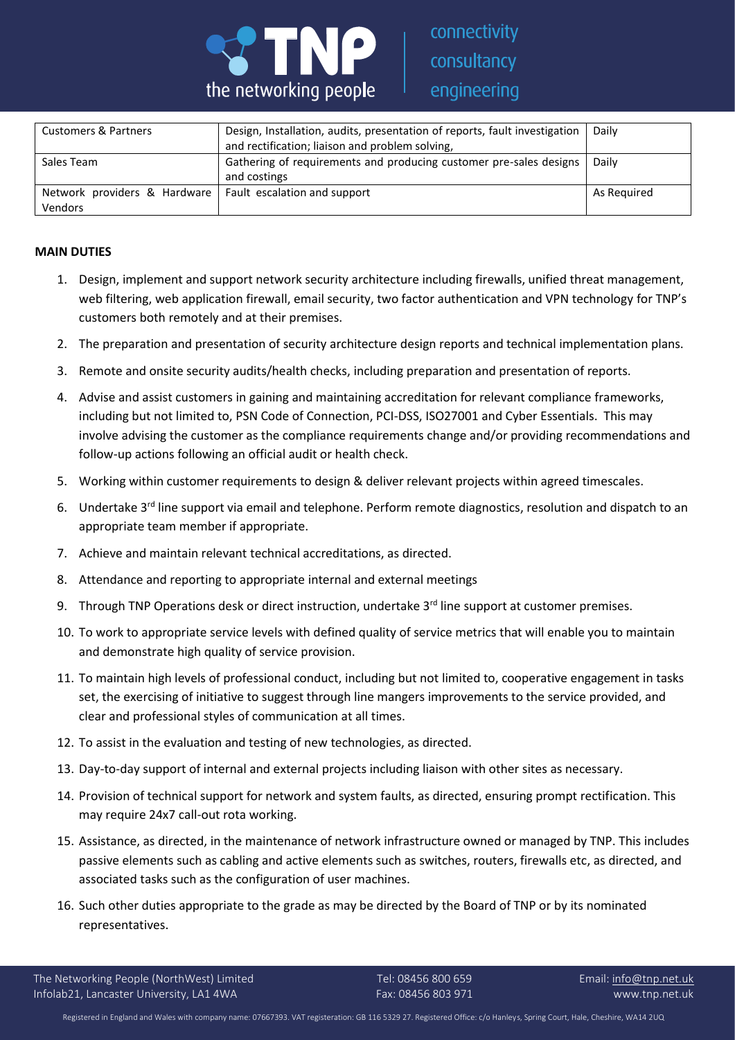| Customers & Partners | Design, Installation, audits, presentation of reports, fault investigation and rectification; liaison and problem solving, | Daily |
|---|---|---|
| Sales Team | Gathering of requirements and producing customer pre-sales designs and costings | Daily |
| Network providers & Hardware Vendors | Fault escalation and support | As Required |

**MAIN DUTIES**

1. Design, implement and support network security architecture including firewalls, unified threat management, web filtering, web application firewall, email security, two factor authentication and VPN technology for TNP's customers both remotely and at their premises.
2. The preparation and presentation of security architecture design reports and technical implementation plans.
3. Remote and onsite security audits/health checks, including preparation and presentation of reports.
4. Advise and assist customers in gaining and maintaining accreditation for relevant compliance frameworks, including but not limited to, PSN Code of Connection, PCI-DSS, ISO27001 and Cyber Essentials. This may involve advising the customer as the compliance requirements change and/or providing recommendations and follow-up actions following an official audit or health check.
5. Working within customer requirements to design & deliver relevant projects within agreed timescales.
6. Undertake 3rd line support via email and telephone. Perform remote diagnostics, resolution and dispatch to an appropriate team member if appropriate.
7. Achieve and maintain relevant technical accreditations, as directed.
8. Attendance and reporting to appropriate internal and external meetings
9. Through TNP Operations desk or direct instruction, undertake 3rd line support at customer premises.
10. To work to appropriate service levels with defined quality of service metrics that will enable you to maintain and demonstrate high quality of service provision.
11. To maintain high levels of professional conduct, including but not limited to, cooperative engagement in tasks set, the exercising of initiative to suggest through line mangers improvements to the service provided, and clear and professional styles of communication at all times.
12. To assist in the evaluation and testing of new technologies, as directed.
13. Day-to-day support of internal and external projects including liaison with other sites as necessary.
14. Provision of technical support for network and system faults, as directed, ensuring prompt rectification. This may require 24x7 call-out rota working.
15. Assistance, as directed, in the maintenance of network infrastructure owned or managed by TNP. This includes passive elements such as cabling and active elements such as switches, routers, firewalls etc, as directed, and associated tasks such as the configuration of user machines.
16. Such other duties appropriate to the grade as may be directed by the Board of TNP or by its nominated representatives.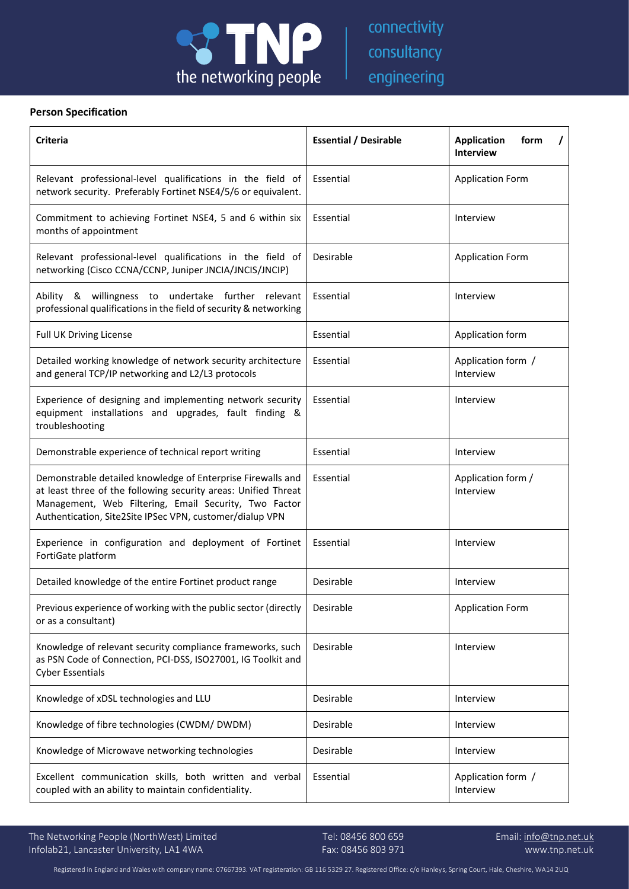**Person Specification**

| Criteria | Essential / Desirable | Application form / Interview |
|---|---|---|
| Relevant professional-level qualifications in the field of network security. Preferably Fortinet NSE4/5/6 or equivalent. | Essential | Application Form |
| Commitment to achieving Fortinet NSE4, 5 and 6 within six months of appointment | Essential | Interview |
| Relevant professional-level qualifications in the field of networking (Cisco CCNA/CCNP, Juniper JNCIA/JNCIS/JNCIP) | Desirable | Application Form |
| Ability & willingness to undertake further relevant professional qualifications in the field of security & networking | Essential | Interview |
| Full UK Driving License | Essential | Application form |
| Detailed working knowledge of network security architecture and general TCP/IP networking and L2/L3 protocols | Essential | Application form / Interview |
| Experience of designing and implementing network security equipment installations and upgrades, fault finding & troubleshooting | Essential | Interview |
| Demonstrable experience of technical report writing | Essential | Interview |
| Demonstrable detailed knowledge of Enterprise Firewalls and at least three of the following security areas: Unified Threat Management, Web Filtering, Email Security, Two Factor Authentication, Site2Site IPSec VPN, customer/dialup VPN | Essential | Application form / Interview |
| Experience in configuration and deployment of Fortinet FortiGate platform | Essential | Interview |
| Detailed knowledge of the entire Fortinet product range | Desirable | Interview |
| Previous experience of working with the public sector (directly or as a consultant) | Desirable | Application Form |
| Knowledge of relevant security compliance frameworks, such as PSN Code of Connection, PCI-DSS, ISO27001, IG Toolkit and Cyber Essentials | Desirable | Interview |
| Knowledge of xDSL technologies and LLU | Desirable | Interview |
| Knowledge of fibre technologies (CWDM/ DWDM) | Desirable | Interview |
| Knowledge of Microwave networking technologies | Desirable | Interview |
| Excellent communication skills, both written and verbal coupled with an ability to maintain confidentiality. | Essential | Application form / Interview |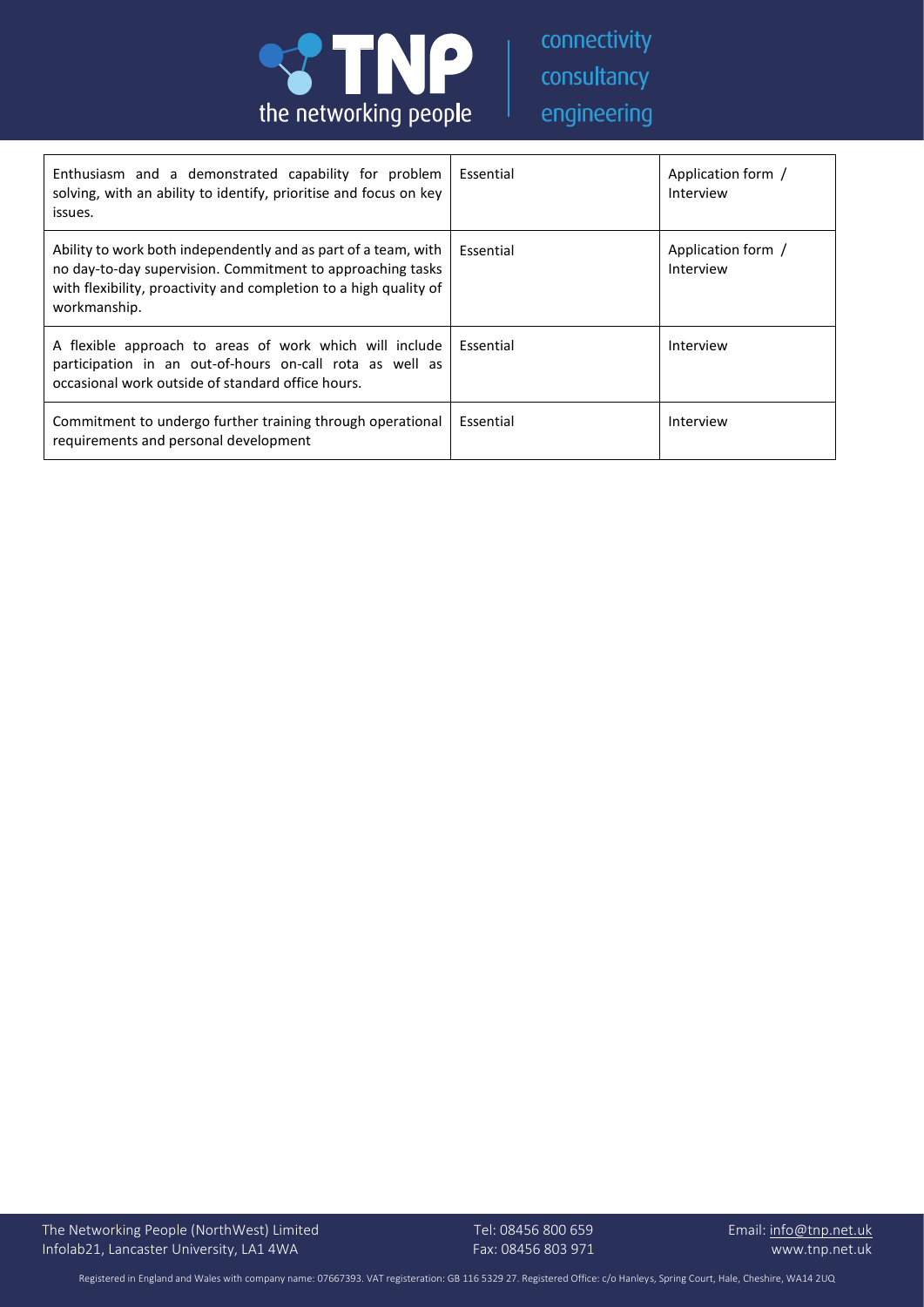| | | |
|---|---|---|
| Enthusiasm and a demonstrated capability for problem solving, with an ability to identify, prioritise and focus on key issues. | Essential | Application form / Interview |
| Ability to work both independently and as part of a team, with no day-to-day supervision. Commitment to approaching tasks with flexibility, proactivity and completion to a high quality of workmanship. | Essential | Application form / Interview |
| A flexible approach to areas of work which will include participation in an out-of-hours on-call rota as well as occasional work outside of standard office hours. | Essential | Interview |
| Commitment to undergo further training through operational requirements and personal development | Essential | Interview |